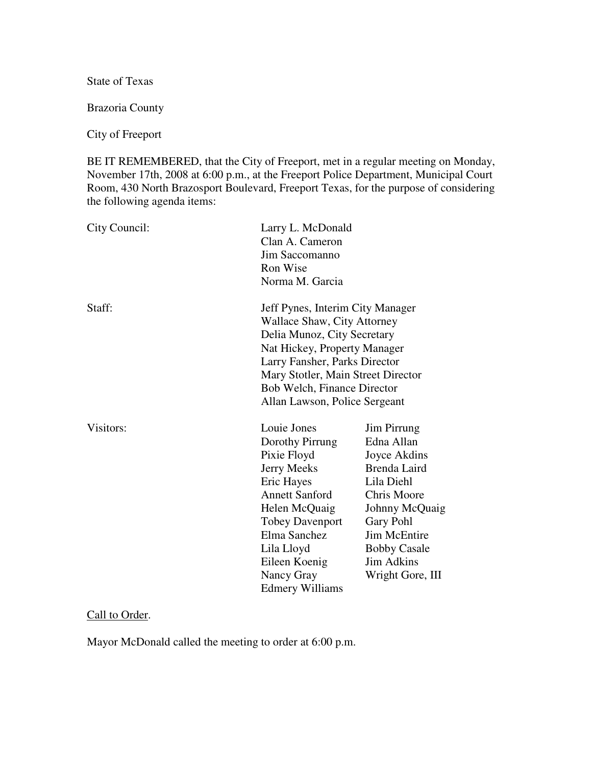State of Texas

Brazoria County

City of Freeport

BE IT REMEMBERED, that the City of Freeport, met in a regular meeting on Monday, November 17th, 2008 at 6:00 p.m., at the Freeport Police Department, Municipal Court Room, 430 North Brazosport Boulevard, Freeport Texas, for the purpose of considering the following agenda items:

| | | |
|---|---|---|
| City Council: | Larry L. McDonald | |
| | Clan A. Cameron | |
| | Jim Saccomanno | |
| | Ron Wise | |
| | Norma M. Garcia | |
| Staff: | Jeff Pynes, Interim City Manager | |
| | Wallace Shaw, City Attorney | |
| | Delia Munoz, City Secretary | |
| | Nat Hickey, Property Manager | |
| | Larry Fansher, Parks Director | |
| | Mary Stotler, Main Street Director | |
| | Bob Welch, Finance Director | |
| | Allan Lawson, Police Sergeant | |
| Visitors: | Louie Jones | Jim Pirrung |
| | Dorothy Pirrung | Edna Allan |
| | Pixie Floyd | Joyce Akdins |
| | Jerry Meeks | Brenda Laird |
| | Eric Hayes | Lila Diehl |
| | Annett Sanford | Chris Moore |
| | Helen McQuaig | Johnny McQuaig |
| | Tobey Davenport | Gary Pohl |
| | Elma Sanchez | Jim McEntire |
| | Lila Lloyd | Bobby Casale |
| | Eileen Koenig | Jim Adkins |
| | Nancy Gray | Wright Gore, III |
| | Edmery Williams | |

Call to Order.

Mayor McDonald called the meeting to order at 6:00 p.m.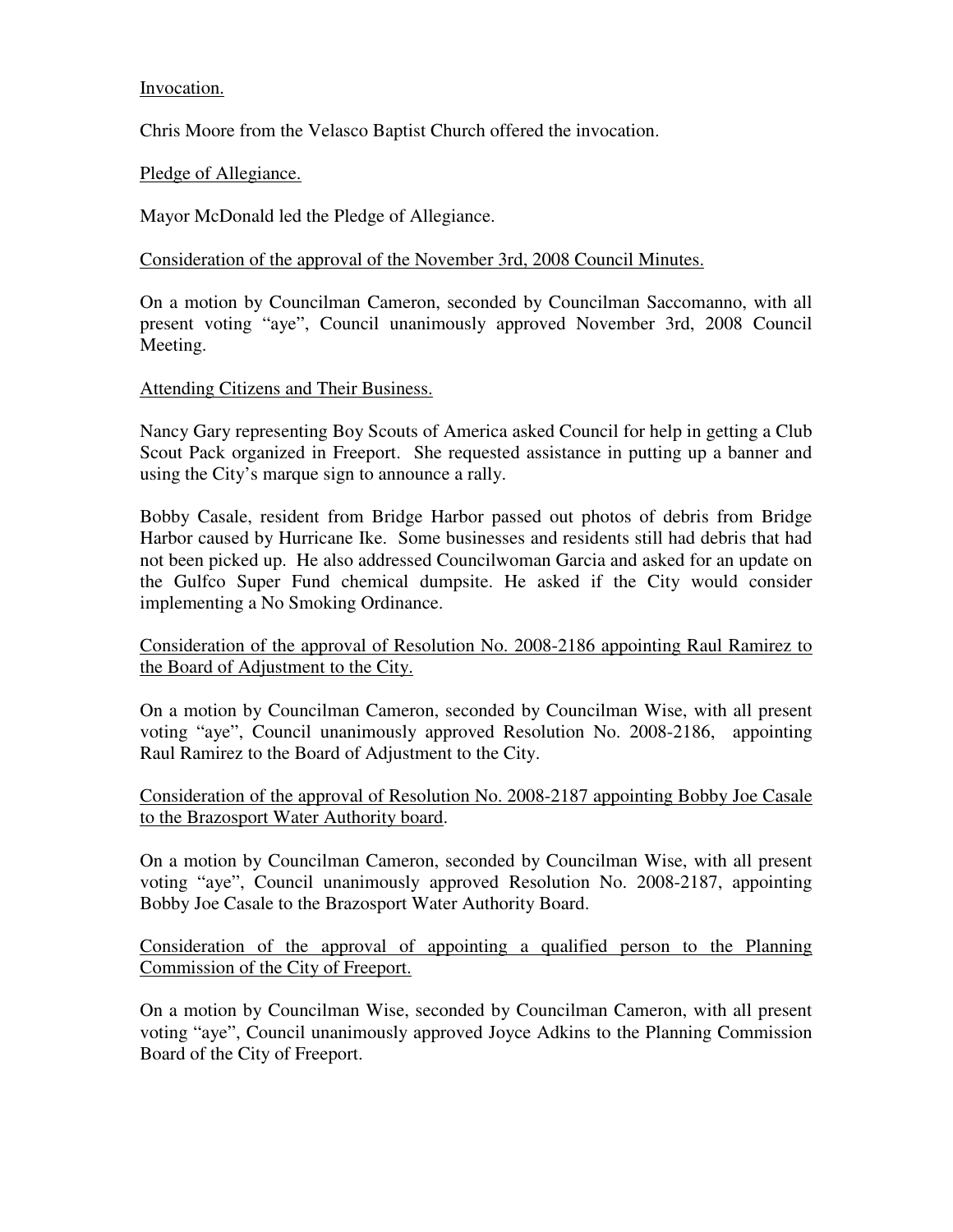Invocation.

Chris Moore from the Velasco Baptist Church offered the invocation.

Pledge of Allegiance.

Mayor McDonald led the Pledge of Allegiance.

Consideration of the approval of the November 3rd, 2008 Council Minutes.

On a motion by Councilman Cameron, seconded by Councilman Saccomanno, with all present voting "aye", Council unanimously approved November 3rd, 2008 Council Meeting.

Attending Citizens and Their Business.

Nancy Gary representing Boy Scouts of America asked Council for help in getting a Club Scout Pack organized in Freeport. She requested assistance in putting up a banner and using the City's marque sign to announce a rally.

Bobby Casale, resident from Bridge Harbor passed out photos of debris from Bridge Harbor caused by Hurricane Ike. Some businesses and residents still had debris that had not been picked up. He also addressed Councilwoman Garcia and asked for an update on the Gulfco Super Fund chemical dumpsite. He asked if the City would consider implementing a No Smoking Ordinance.

Consideration of the approval of Resolution No. 2008-2186 appointing Raul Ramirez to the Board of Adjustment to the City.

On a motion by Councilman Cameron, seconded by Councilman Wise, with all present voting "aye", Council unanimously approved Resolution No. 2008-2186, appointing Raul Ramirez to the Board of Adjustment to the City.

Consideration of the approval of Resolution No. 2008-2187 appointing Bobby Joe Casale to the Brazosport Water Authority board.

On a motion by Councilman Cameron, seconded by Councilman Wise, with all present voting "aye", Council unanimously approved Resolution No. 2008-2187, appointing Bobby Joe Casale to the Brazosport Water Authority Board.

Consideration of the approval of appointing a qualified person to the Planning Commission of the City of Freeport.

On a motion by Councilman Wise, seconded by Councilman Cameron, with all present voting "aye", Council unanimously approved Joyce Adkins to the Planning Commission Board of the City of Freeport.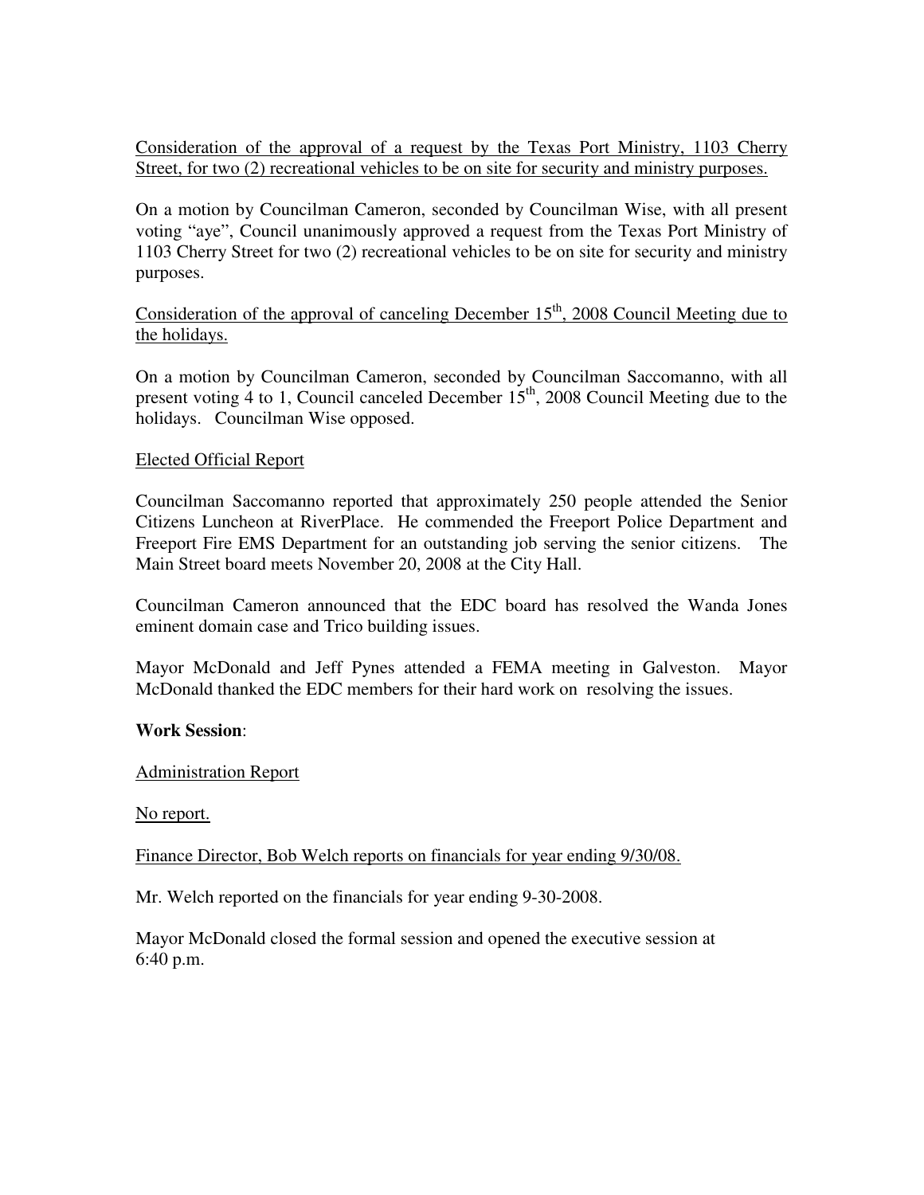Consideration of the approval of a request by the Texas Port Ministry, 1103 Cherry Street, for two (2) recreational vehicles to be on site for security and ministry purposes.

On a motion by Councilman Cameron, seconded by Councilman Wise, with all present voting "aye", Council unanimously approved a request from the Texas Port Ministry of 1103 Cherry Street for two (2) recreational vehicles to be on site for security and ministry purposes.

Consideration of the approval of canceling December 15th, 2008 Council Meeting due to the holidays.

On a motion by Councilman Cameron, seconded by Councilman Saccomanno, with all present voting 4 to 1, Council canceled December 15th, 2008 Council Meeting due to the holidays. Councilman Wise opposed.

Elected Official Report

Councilman Saccomanno reported that approximately 250 people attended the Senior Citizens Luncheon at RiverPlace. He commended the Freeport Police Department and Freeport Fire EMS Department for an outstanding job serving the senior citizens. The Main Street board meets November 20, 2008 at the City Hall.

Councilman Cameron announced that the EDC board has resolved the Wanda Jones eminent domain case and Trico building issues.

Mayor McDonald and Jeff Pynes attended a FEMA meeting in Galveston. Mayor McDonald thanked the EDC members for their hard work on resolving the issues.

**Work Session**:

Administration Report

No report.

Finance Director, Bob Welch reports on financials for year ending 9/30/08.

Mr. Welch reported on the financials for year ending 9-30-2008.

Mayor McDonald closed the formal session and opened the executive session at 6:40 p.m.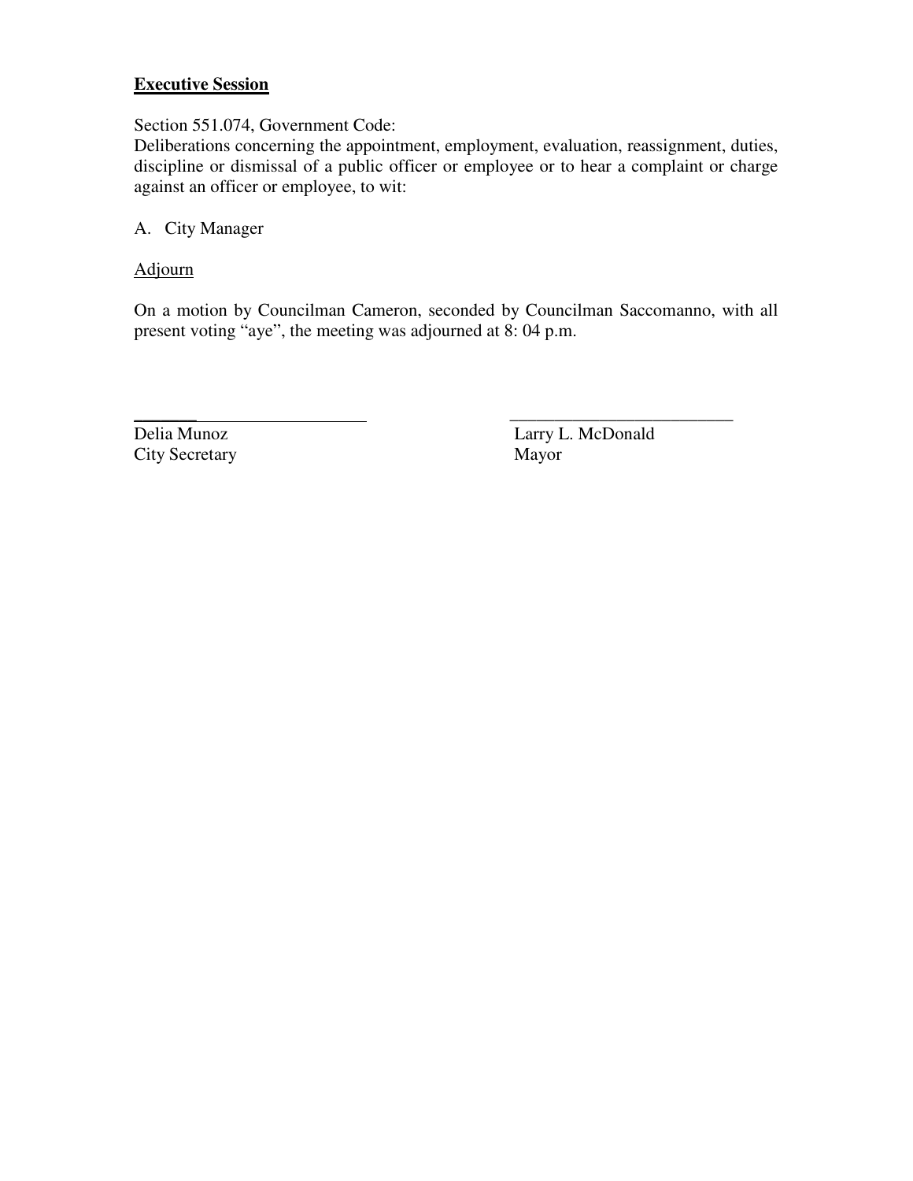**Executive Session**

Section 551.074, Government Code:
Deliberations concerning the appointment, employment, evaluation, reassignment, duties, discipline or dismissal of a public officer or employee or to hear a complaint or charge against an officer or employee, to wit:

A. City Manager

Adjourn

On a motion by Councilman Cameron, seconded by Councilman Saccomanno, with all present voting "aye", the meeting was adjourned at 8: 04 p.m.

| | |
|---|---|
| ___________________________ | ___________________________ |
| Delia Munoz | Larry L. McDonald |
| City Secretary | Mayor |